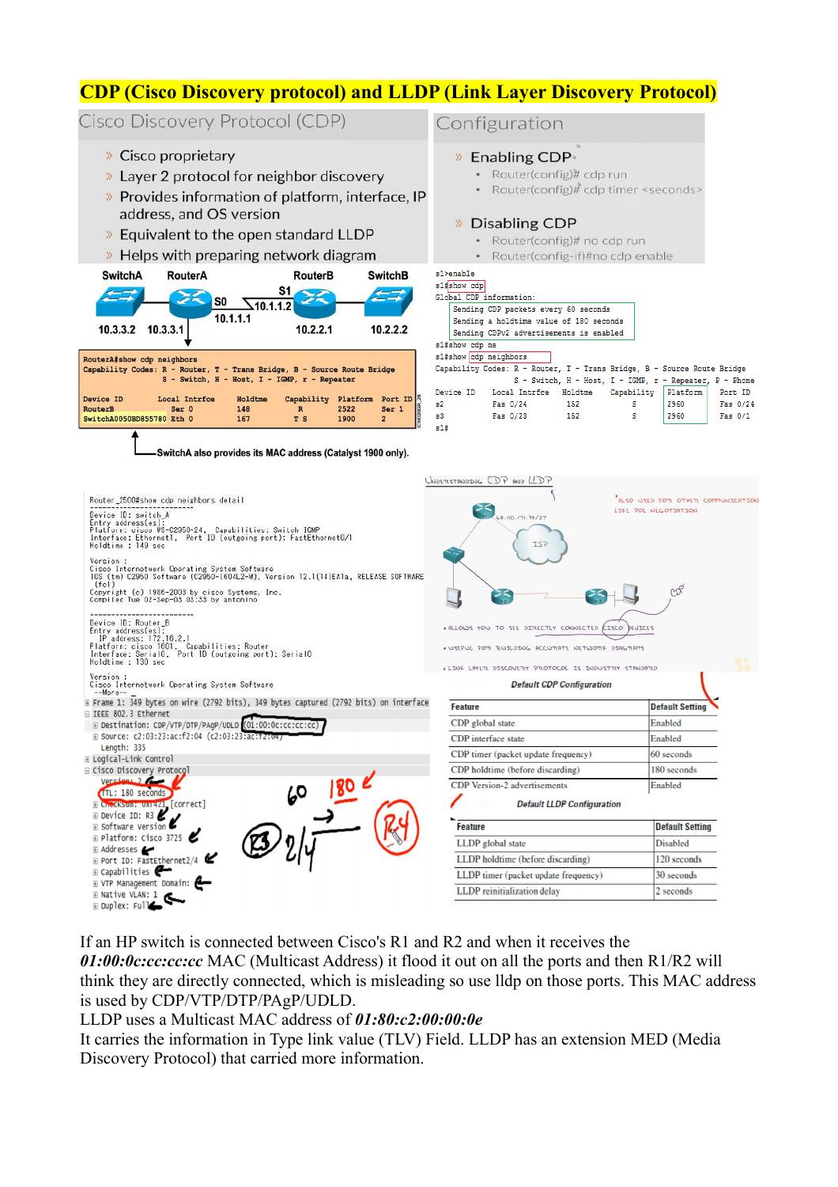# CDP (Cisco Discovery protocol) and LLDP (Link Layer Discovery Protocol)

## Cisco Discovery Protocol (CDP)

- Cisco proprietary
- Layer 2 protocol for neighbor discovery
- Provides information of platform, interface, IP address, and OS version
- Equivalent to the open standard LLDP
- Helps with preparing network diagram

## Configuration

- Enabling CDP
  - Router(config)# cdp run
  - Router(config)# cdp timer <seconds>
- Disabling CDP
  - Router(config)# no cdp run
  - Router(config-if)#no cdp enable

SwitchA RouterA RouterB SwitchB

S0 10.1.1.1, S1 10.1.1.2, 10.3.3.2, 10.3.3.1, 10.2.2.1, 10.2.2.2

```
RouterA#show cdp neighbors
Capability Codes: R - Router, T - Trans Bridge, B - Source Route Bridge
                  S - Switch, H - Host, I - IGMP, r - Repeater

Device ID          Local Intrfce   Holdtme   Capability   Platform   Port ID
RouterB               Ser 0          148        R           2522      Ser 1
SwitchA0050BD855780  Eth 0           167        T S         1900      2
```

SwitchA also provides its MAC address (Catalyst 1900 only).

```
s1>enable
s1#show cdp
Global CDP information:
        Sending CDP packets every 60 seconds
        Sending a holdtime value of 180 seconds
        Sending CDPv2 advertisements is enabled
s1#show cdp ne
s1#show cdp neighbors
Capability Codes: R - Router, T - Trans Bridge, B - Source Route Bridge
                  S - Switch, H - Host, I - IGMP, r - Repeater, P - Phone
Device ID    Local Intrfce    Holdtme    Capability   Platform   Port ID
s2           Fas 0/24         152          S           2960       Fas 0/24
s3           Fas 0/23         152          S           2960       Fas 0/1
s1#
```

```
Router_2500#show cdp neighbors detail
-------------------------
Device ID: switch_A
Entry address(es):
Platform: cisco WS-C2950-24,  Capabilities: Switch IGMP
Interface: Ethernet1,  Port ID (outgoing port): FastEthernet0/1
Holdtime : 149 sec

Version :
Cisco Internetwork Operating System Software
IOS (tm) C2950 Software (C2950-I6Q4L2-M), Version 12.1(14)EA1a, RELEASE SOFTWARE
(fc1)
Copyright (c) 1986-2003 by cisco Systems, Inc.
Compiled Tue 02-Sep-03 03:33 by antonino

-------------------------
Device ID: Router_B
Entry address(es):
  IP address: 172.16.2.1
Platform: cisco 1601,  Capabilities: Router
Interface: Serial0,  Port ID (outgoing port): Serial0
Holdtime : 130 sec

Version :
Cisco Internetwork Operating System Software
 --More--
```

```
Frame 1: 349 bytes on wire (2792 bits), 349 bytes captured (2792 bits) on interface
IEEE 802.3 Ethernet
  Destination: CDP/VTP/DTP/PAgP/UDLD (01:00:0c:cc:cc:cc)
  Source: c2:03:23:ac:f2:04 (c2:03:23:ac:f2:04)
  Length: 335
Logical-Link Control
Cisco Discovery Protocol
  Version: 2
  TTL: 180 seconds
  Checksum: 0xf421 [correct]
  Device ID: R3
  Software Version
  Platform: Cisco 3725
  Addresses
  Port ID: FastEthernet2/4
  Capabilities
  VTP Management Domain:
  Native VLAN: 1
  Duplex: Full
```

Understanding CDP and LLDP

- Allows you to see directly connected Cisco devices
- Useful for building accurate network diagrams
- Link layer discovery protocol is industry standard

\*Also used for other communication like PoE negotiation

**Default CDP Configuration**

| Feature | Default Setting |
|---|---|
| CDP global state | Enabled |
| CDP interface state | Enabled |
| CDP timer (packet update frequency) | 60 seconds |
| CDP holdtime (before discarding) | 180 seconds |
| CDP Version-2 advertisements | Enabled |

**Default LLDP Configuration**

| Feature | Default Setting |
|---|---|
| LLDP global state | Disabled |
| LLDP holdtime (before discarding) | 120 seconds |
| LLDP timer (packet update frequency) | 30 seconds |
| LLDP reinitialization delay | 2 seconds |

If an HP switch is connected between Cisco's R1 and R2 and when it receives the ***01:00:0c:cc:cc:cc*** MAC (Multicast Address) it flood it out on all the ports and then R1/R2 will think they are directly connected, which is misleading so use lldp on those ports. This MAC address is used by CDP/VTP/DTP/PAgP/UDLD.

LLDP uses a Multicast MAC address of ***01:80:c2:00:00:0e***

It carries the information in Type link value (TLV) Field. LLDP has an extension MED (Media Discovery Protocol) that carried more information.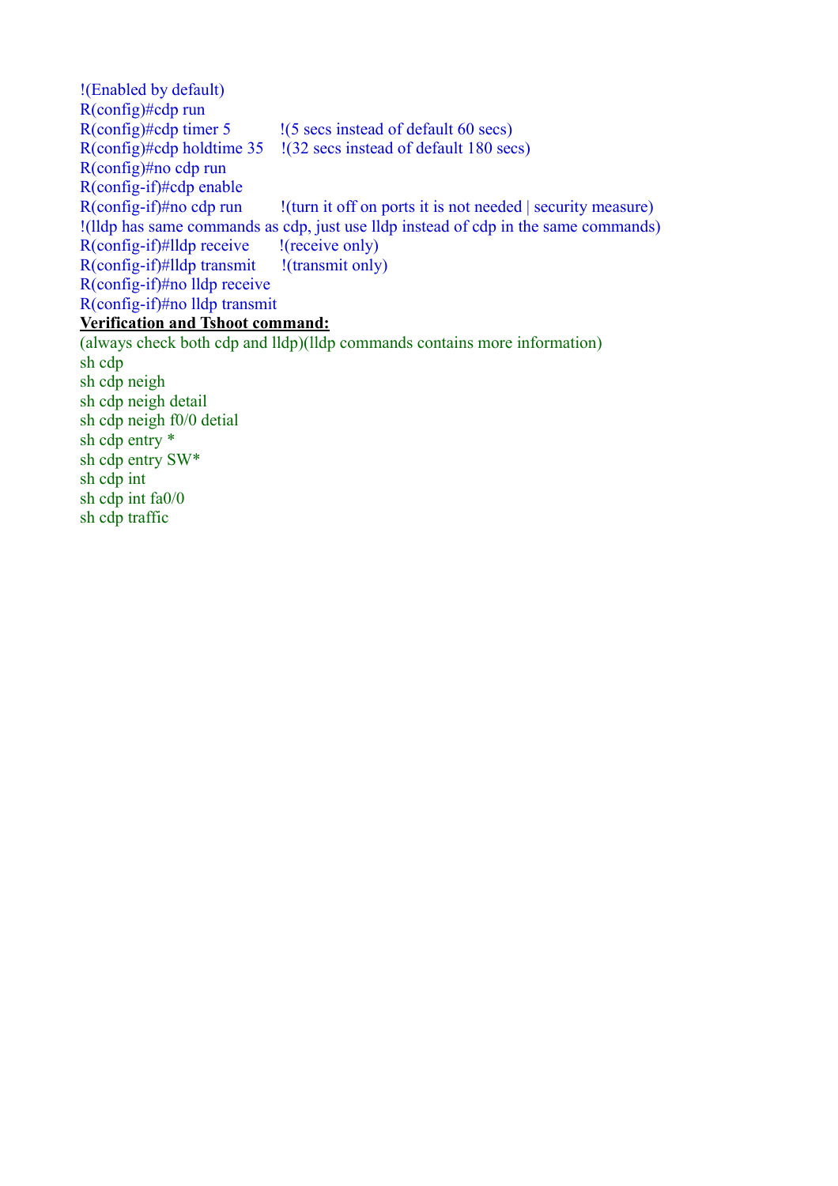!(Enabled by default)
R(config)#cdp run
R(config)#cdp timer 5          !(5 secs instead of default 60 secs)
R(config)#cdp holdtime 35    !(32 secs instead of default 180 secs)
R(config)#no cdp run
R(config-if)#cdp enable
R(config-if)#no cdp run        !(turn it off on ports it is not needed | security measure)
!(lldp has same commands as cdp, just use lldp instead of cdp in the same commands)
R(config-if)#lldp receive       !(receive only)
R(config-if)#lldp transmit      !(transmit only)
R(config-if)#no lldp receive
R(config-if)#no lldp transmit

**Verification and Tshoot command:**

(always check both cdp and lldp)(lldp commands contains more information)
sh cdp
sh cdp neigh
sh cdp neigh detail
sh cdp neigh f0/0 detial
sh cdp entry *
sh cdp entry SW*
sh cdp int
sh cdp int fa0/0
sh cdp traffic